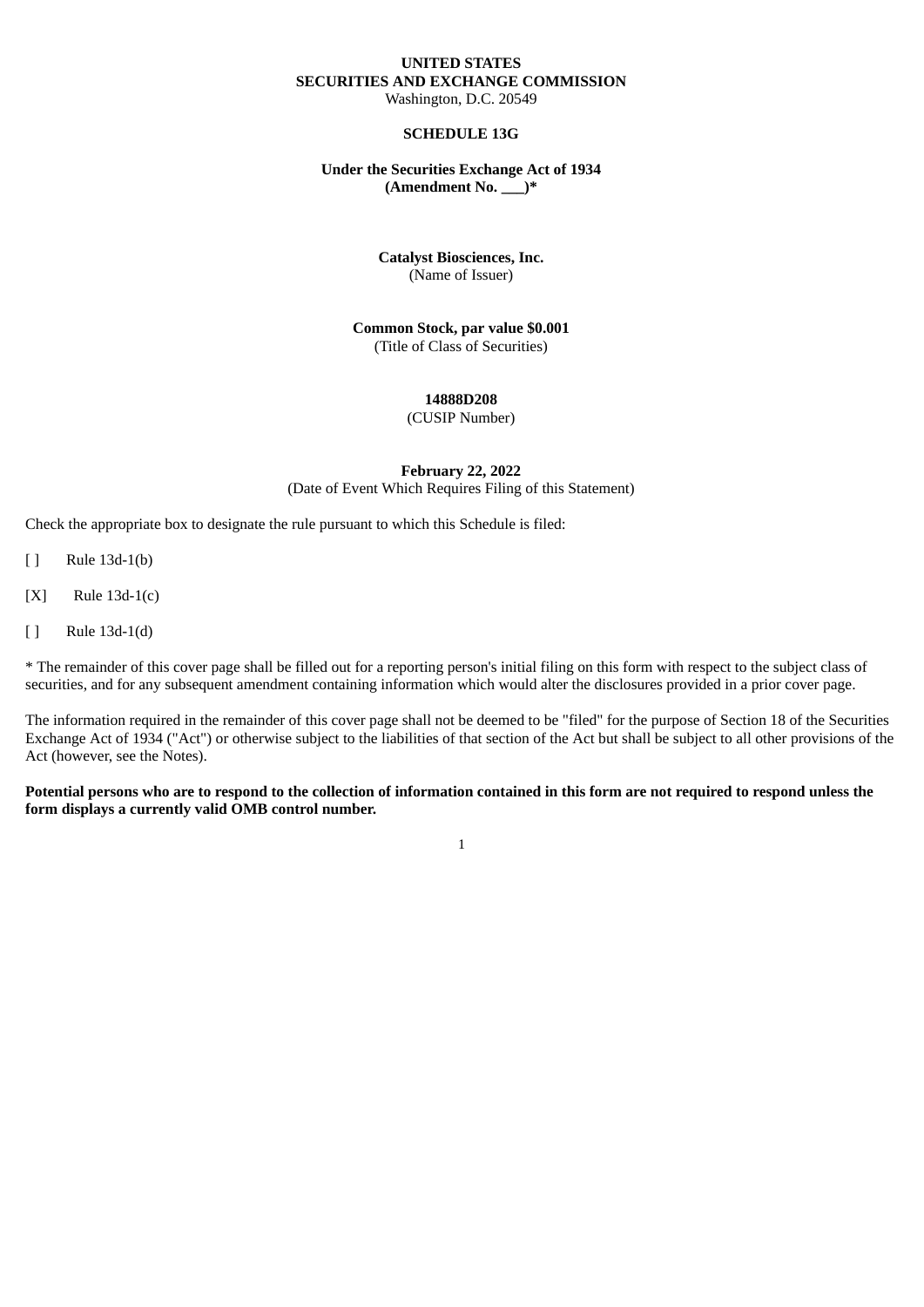**UNITED STATES**
**SECURITIES AND EXCHANGE COMMISSION**
Washington, D.C. 20549

**SCHEDULE 13G**

**Under the Securities Exchange Act of 1934**
**(Amendment No. ___)***

**Catalyst Biosciences, Inc.**
(Name of Issuer)

**Common Stock, par value $0.001**
(Title of Class of Securities)

**14888D208**
(CUSIP Number)

**February 22, 2022**
(Date of Event Which Requires Filing of this Statement)

Check the appropriate box to designate the rule pursuant to which this Schedule is filed:

[ ] Rule 13d-1(b)

[X] Rule 13d-1(c)

[ ] Rule 13d-1(d)

* The remainder of this cover page shall be filled out for a reporting person's initial filing on this form with respect to the subject class of securities, and for any subsequent amendment containing information which would alter the disclosures provided in a prior cover page.

The information required in the remainder of this cover page shall not be deemed to be "filed" for the purpose of Section 18 of the Securities Exchange Act of 1934 ("Act") or otherwise subject to the liabilities of that section of the Act but shall be subject to all other provisions of the Act (however, see the Notes).

**Potential persons who are to respond to the collection of information contained in this form are not required to respond unless the form displays a currently valid OMB control number.**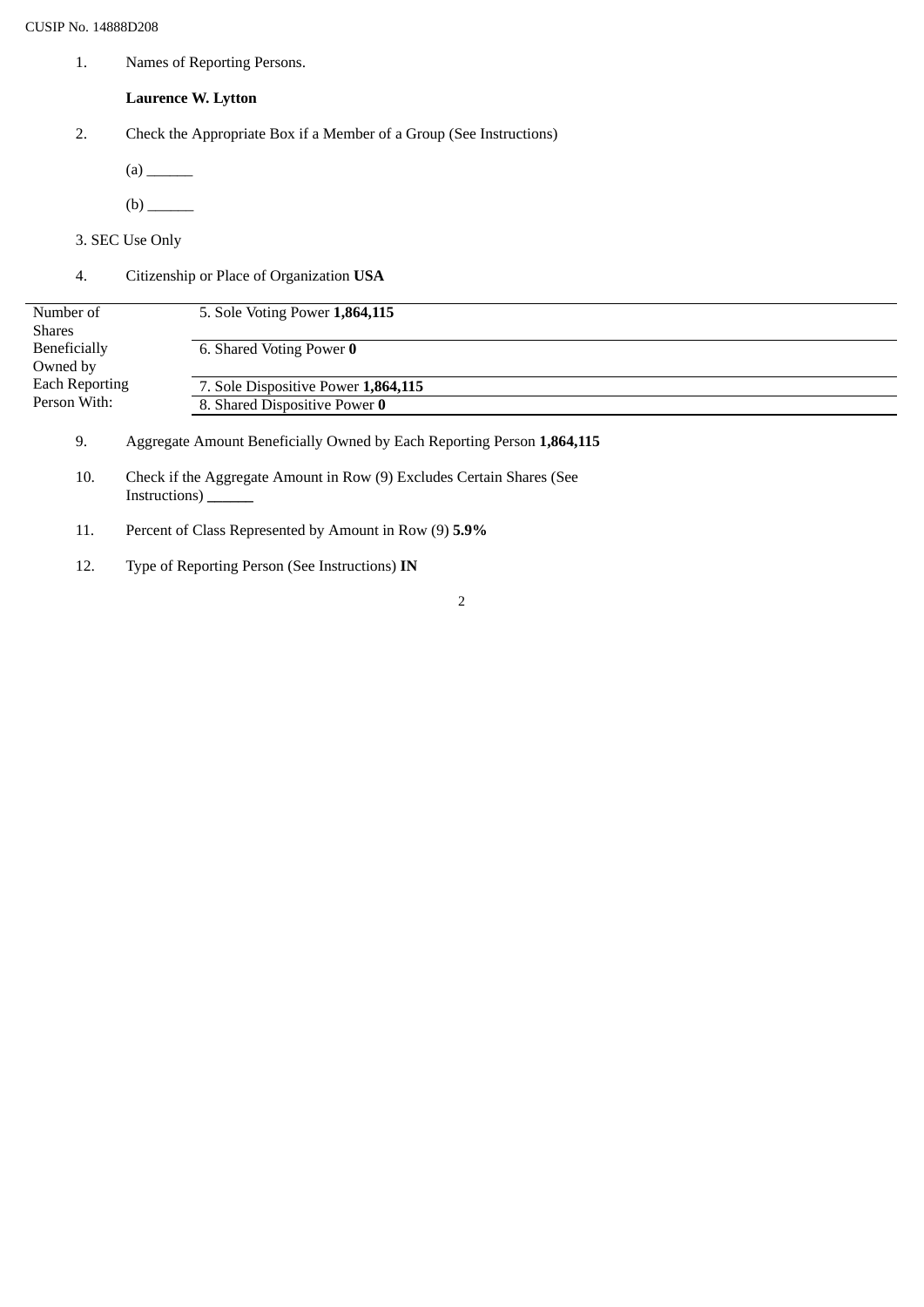CUSIP No. 14888D208

1. Names of Reporting Persons.

   **Laurence W. Lytton**

2. Check the Appropriate Box if a Member of a Group (See Instructions)

   (a) ______

   (b) ______

3. SEC Use Only

4. Citizenship or Place of Organization **USA**

| Number of Shares Beneficially Owned by Each Reporting Person With: | |
|---|---|
| | 5. Sole Voting Power **1,864,115** |
| | 6. Shared Voting Power **0** |
| | 7. Sole Dispositive Power **1,864,115** |
| | 8. Shared Dispositive Power **0** |

9. Aggregate Amount Beneficially Owned by Each Reporting Person **1,864,115**

10. Check if the Aggregate Amount in Row (9) Excludes Certain Shares (See Instructions) ______

11. Percent of Class Represented by Amount in Row (9) **5.9%**

12. Type of Reporting Person (See Instructions) **IN**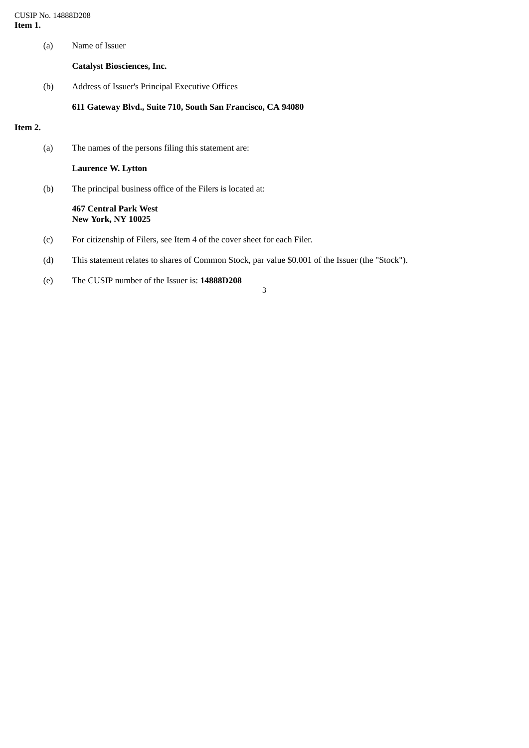**Item 1.**

(a) Name of Issuer

**Catalyst Biosciences, Inc.**

(b) Address of Issuer's Principal Executive Offices

**611 Gateway Blvd., Suite 710, South San Francisco, CA 94080**

**Item 2.**

(a) The names of the persons filing this statement are:

**Laurence W. Lytton**

(b) The principal business office of the Filers is located at:

**467 Central Park West**
**New York, NY 10025**

(c) For citizenship of Filers, see Item 4 of the cover sheet for each Filer.

(d) This statement relates to shares of Common Stock, par value $0.001 of the Issuer (the "Stock").

(e) The CUSIP number of the Issuer is: **14888D208**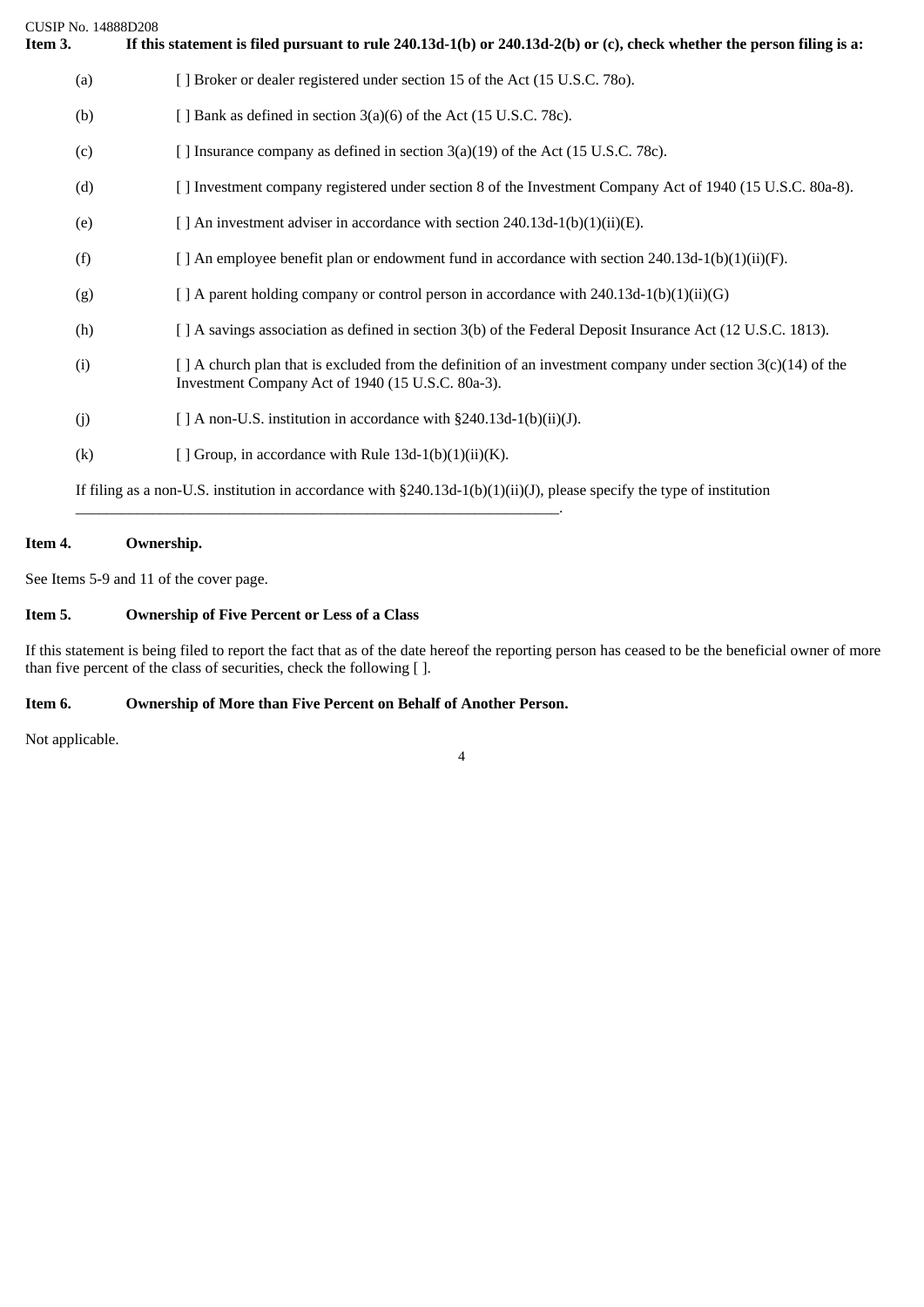CUSIP No. 14888D208

**Item 3. If this statement is filed pursuant to rule 240.13d-1(b) or 240.13d-2(b) or (c), check whether the person filing is a:**

(a) [ ] Broker or dealer registered under section 15 of the Act (15 U.S.C. 78o).

(b) [ ] Bank as defined in section 3(a)(6) of the Act (15 U.S.C. 78c).

(c) [ ] Insurance company as defined in section 3(a)(19) of the Act (15 U.S.C. 78c).

(d) [ ] Investment company registered under section 8 of the Investment Company Act of 1940 (15 U.S.C. 80a-8).

(e) [ ] An investment adviser in accordance with section 240.13d-1(b)(1)(ii)(E).

(f) [ ] An employee benefit plan or endowment fund in accordance with section 240.13d-1(b)(1)(ii)(F).

(g) [ ] A parent holding company or control person in accordance with 240.13d-1(b)(1)(ii)(G)

(h) [ ] A savings association as defined in section 3(b) of the Federal Deposit Insurance Act (12 U.S.C. 1813).

(i) [ ] A church plan that is excluded from the definition of an investment company under section 3(c)(14) of the Investment Company Act of 1940 (15 U.S.C. 80a-3).

(j) [ ] A non-U.S. institution in accordance with §240.13d-1(b)(ii)(J).

(k) [ ] Group, in accordance with Rule 13d-1(b)(1)(ii)(K).

If filing as a non-U.S. institution in accordance with §240.13d-1(b)(1)(ii)(J), please specify the type of institution ____________________________________________________________.

**Item 4. Ownership.**

See Items 5-9 and 11 of the cover page.

**Item 5. Ownership of Five Percent or Less of a Class**

If this statement is being filed to report the fact that as of the date hereof the reporting person has ceased to be the beneficial owner of more than five percent of the class of securities, check the following [ ].

**Item 6. Ownership of More than Five Percent on Behalf of Another Person.**

Not applicable.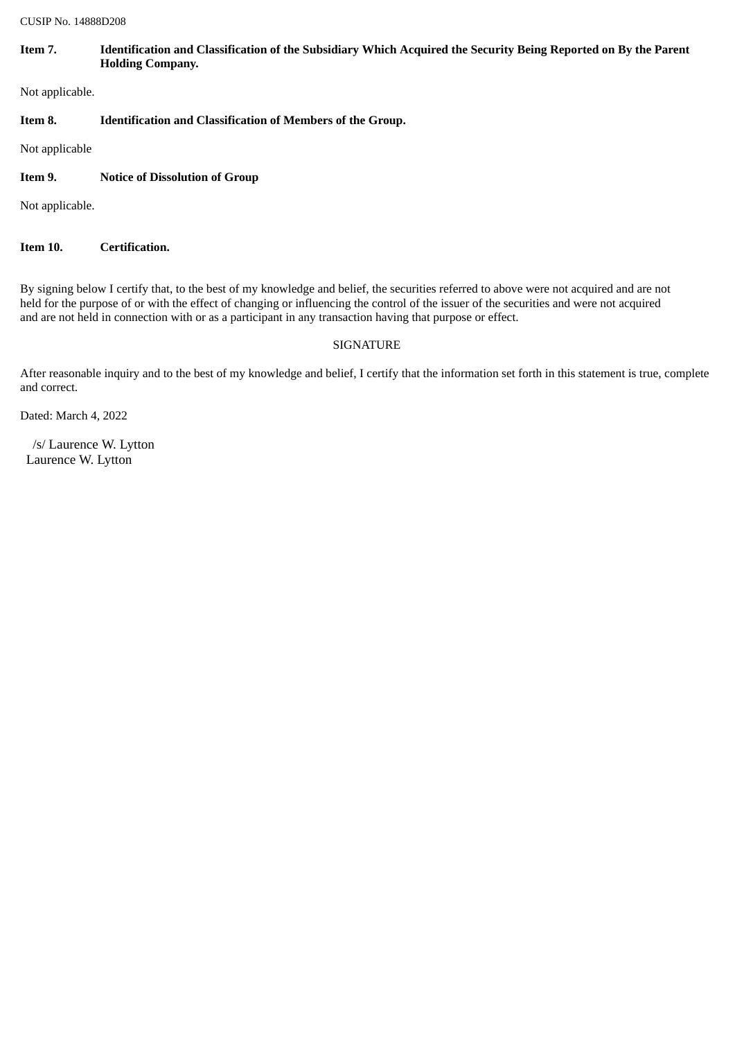CUSIP No. 14888D208

**Item 7. Identification and Classification of the Subsidiary Which Acquired the Security Being Reported on By the Parent Holding Company.**

Not applicable.

**Item 8. Identification and Classification of Members of the Group.**

Not applicable

**Item 9. Notice of Dissolution of Group**

Not applicable.

**Item 10. Certification.**

By signing below I certify that, to the best of my knowledge and belief, the securities referred to above were not acquired and are not held for the purpose of or with the effect of changing or influencing the control of the issuer of the securities and were not acquired and are not held in connection with or as a participant in any transaction having that purpose or effect.

SIGNATURE

After reasonable inquiry and to the best of my knowledge and belief, I certify that the information set forth in this statement is true, complete and correct.

Dated: March 4, 2022

/s/ Laurence W. Lytton
Laurence W. Lytton